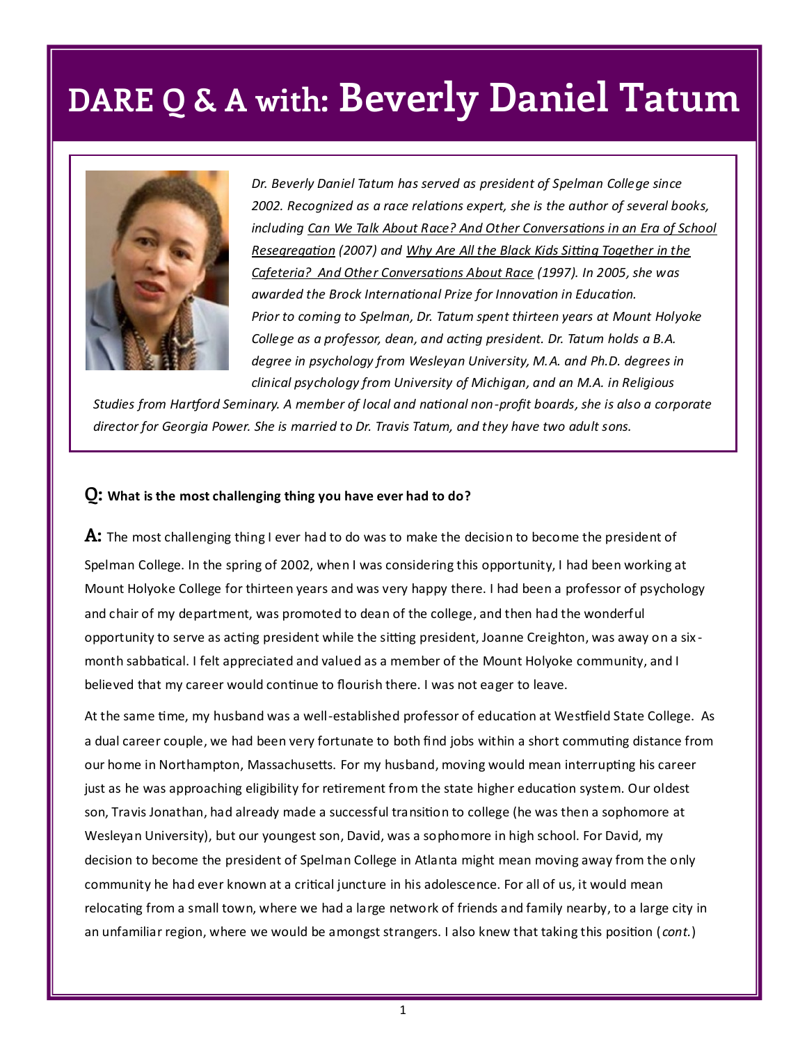# DARE Q & A with: Beverly Daniel Tatum

*Dr. Beverly Daniel Tatum has served as president of Spelman College since 2002. Recognized as a race relations expert, she is the author of several books, including Can We Talk About Race? And Other Conversations in an Era of School Resegregation (2007) and Why Are All the Black Kids Sitting Together in the Cafeteria? And Other Conversations About Race (1997). In 2005, she was awarded the Brock International Prize for Innovation in Education. Prior to coming to Spelman, Dr. Tatum spent thirteen years at Mount Holyoke College as a professor, dean, and acting president. Dr. Tatum holds a B.A. degree in psychology from Wesleyan University, M.A. and Ph.D. degrees in clinical psychology from University of Michigan, and an M.A. in Religious Studies from Hartford Seminary. A member of local and national non-profit boards, she is also a corporate director for Georgia Power. She is married to Dr. Travis Tatum, and they have two adult sons.*

**Q: What is the most challenging thing you have ever had to do?**

**A:** The most challenging thing I ever had to do was to make the decision to become the president of Spelman College. In the spring of 2002, when I was considering this opportunity, I had been working at Mount Holyoke College for thirteen years and was very happy there. I had been a professor of psychology and chair of my department, was promoted to dean of the college, and then had the wonderful opportunity to serve as acting president while the sitting president, Joanne Creighton, was away on a six-month sabbatical. I felt appreciated and valued as a member of the Mount Holyoke community, and I believed that my career would continue to flourish there. I was not eager to leave.

At the same time, my husband was a well-established professor of education at Westfield State College. As a dual career couple, we had been very fortunate to both find jobs within a short commuting distance from our home in Northampton, Massachusetts. For my husband, moving would mean interrupting his career just as he was approaching eligibility for retirement from the state higher education system. Our oldest son, Travis Jonathan, had already made a successful transition to college (he was then a sophomore at Wesleyan University), but our youngest son, David, was a sophomore in high school. For David, my decision to become the president of Spelman College in Atlanta might mean moving away from the only community he had ever known at a critical juncture in his adolescence. For all of us, it would mean relocating from a small town, where we had a large network of friends and family nearby, to a large city in an unfamiliar region, where we would be amongst strangers. I also knew that taking this position (*cont.*)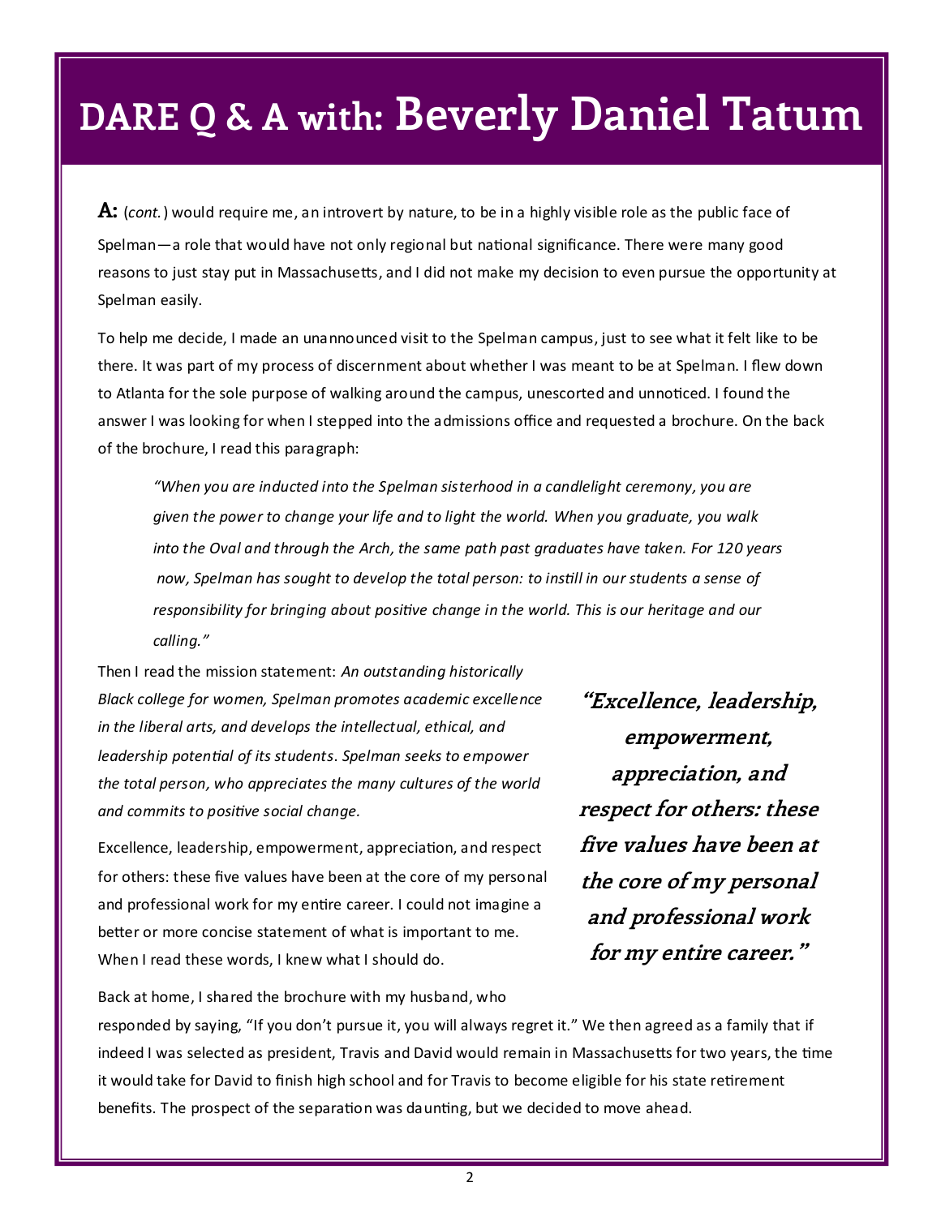# DARE Q & A with: Beverly Daniel Tatum

**A:** (*cont.*) would require me, an introvert by nature, to be in a highly visible role as the public face of Spelman—a role that would have not only regional but national significance. There were many good reasons to just stay put in Massachusetts, and I did not make my decision to even pursue the opportunity at Spelman easily.

To help me decide, I made an unannounced visit to the Spelman campus, just to see what it felt like to be there. It was part of my process of discernment about whether I was meant to be at Spelman. I flew down to Atlanta for the sole purpose of walking around the campus, unescorted and unnoticed. I found the answer I was looking for when I stepped into the admissions office and requested a brochure. On the back of the brochure, I read this paragraph:

> *"When you are inducted into the Spelman sisterhood in a candlelight ceremony, you are given the power to change your life and to light the world. When you graduate, you walk into the Oval and through the Arch, the same path past graduates have taken. For 120 years now, Spelman has sought to develop the total person: to instill in our students a sense of responsibility for bringing about positive change in the world. This is our heritage and our calling."*

Then I read the mission statement: *An outstanding historically Black college for women, Spelman promotes academic excellence in the liberal arts, and develops the intellectual, ethical, and leadership potential of its students. Spelman seeks to empower the total person, who appreciates the many cultures of the world and commits to positive social change.*

Excellence, leadership, empowerment, appreciation, and respect for others: these five values have been at the core of my personal and professional work for my entire career. I could not imagine a better or more concise statement of what is important to me. When I read these words, I knew what I should do.

> ***"Excellence, leadership, empowerment, appreciation, and respect for others: these five values have been at the core of my personal and professional work for my entire career."***

Back at home, I shared the brochure with my husband, who responded by saying, "If you don't pursue it, you will always regret it." We then agreed as a family that if indeed I was selected as president, Travis and David would remain in Massachusetts for two years, the time it would take for David to finish high school and for Travis to become eligible for his state retirement benefits. The prospect of the separation was daunting, but we decided to move ahead.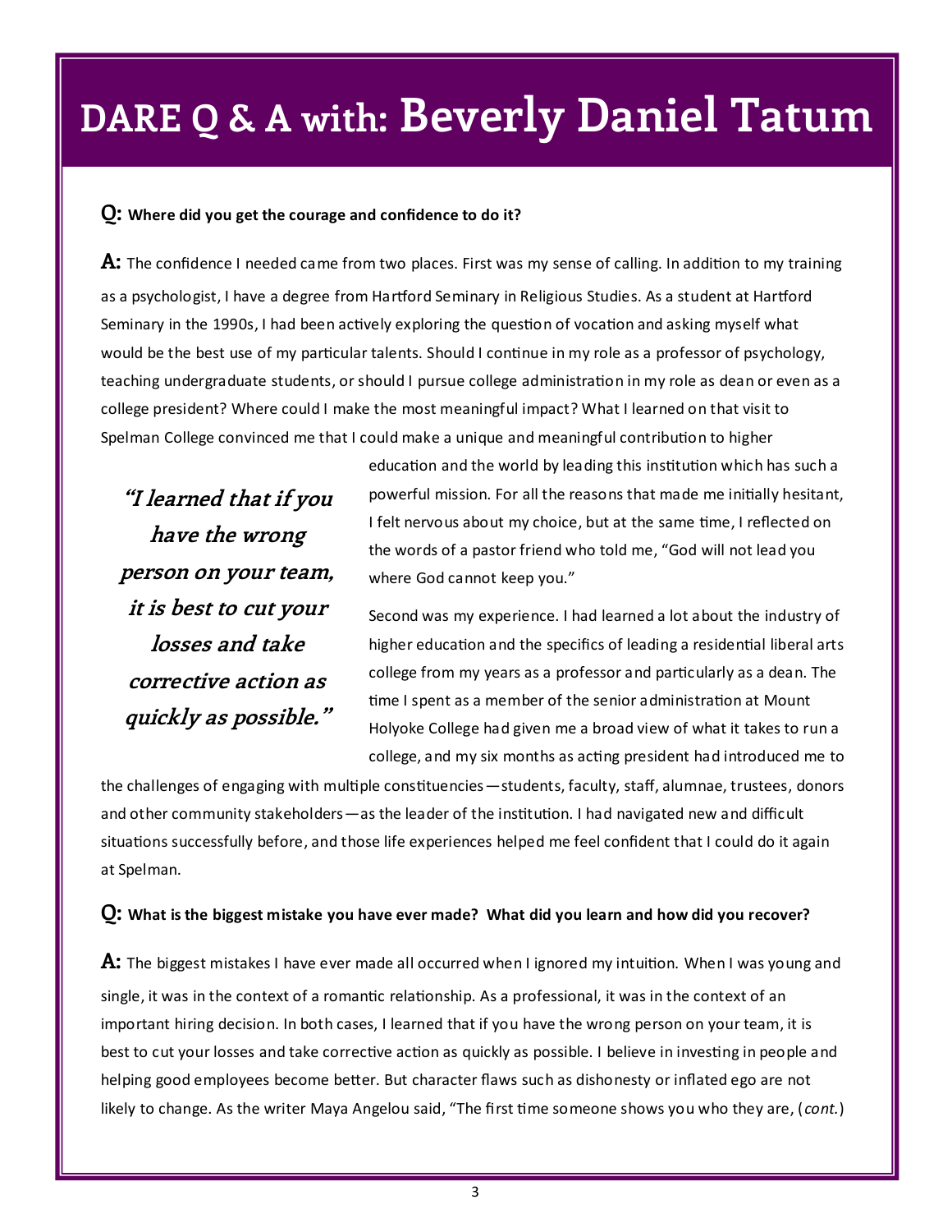# DARE Q & A with: Beverly Daniel Tatum

**Q: Where did you get the courage and confidence to do it?**

**A:** The confidence I needed came from two places. First was my sense of calling. In addition to my training as a psychologist, I have a degree from Hartford Seminary in Religious Studies. As a student at Hartford Seminary in the 1990s, I had been actively exploring the question of vocation and asking myself what would be the best use of my particular talents. Should I continue in my role as a professor of psychology, teaching undergraduate students, or should I pursue college administration in my role as dean or even as a college president? Where could I make the most meaningful impact? What I learned on that visit to Spelman College convinced me that I could make a unique and meaningful contribution to higher education and the world by leading this institution which has such a powerful mission. For all the reasons that made me initially hesitant, I felt nervous about my choice, but at the same time, I reflected on the words of a pastor friend who told me, "God will not lead you where God cannot keep you."

> ***"I learned that if you have the wrong person on your team, it is best to cut your losses and take corrective action as quickly as possible."***

Second was my experience. I had learned a lot about the industry of higher education and the specifics of leading a residential liberal arts college from my years as a professor and particularly as a dean. The time I spent as a member of the senior administration at Mount Holyoke College had given me a broad view of what it takes to run a college, and my six months as acting president had introduced me to the challenges of engaging with multiple constituencies—students, faculty, staff, alumnae, trustees, donors and other community stakeholders—as the leader of the institution. I had navigated new and difficult situations successfully before, and those life experiences helped me feel confident that I could do it again at Spelman.

**Q: What is the biggest mistake you have ever made? What did you learn and how did you recover?**

**A:** The biggest mistakes I have ever made all occurred when I ignored my intuition. When I was young and single, it was in the context of a romantic relationship. As a professional, it was in the context of an important hiring decision. In both cases, I learned that if you have the wrong person on your team, it is best to cut your losses and take corrective action as quickly as possible. I believe in investing in people and helping good employees become better. But character flaws such as dishonesty or inflated ego are not likely to change. As the writer Maya Angelou said, "The first time someone shows you who they are, (*cont.*)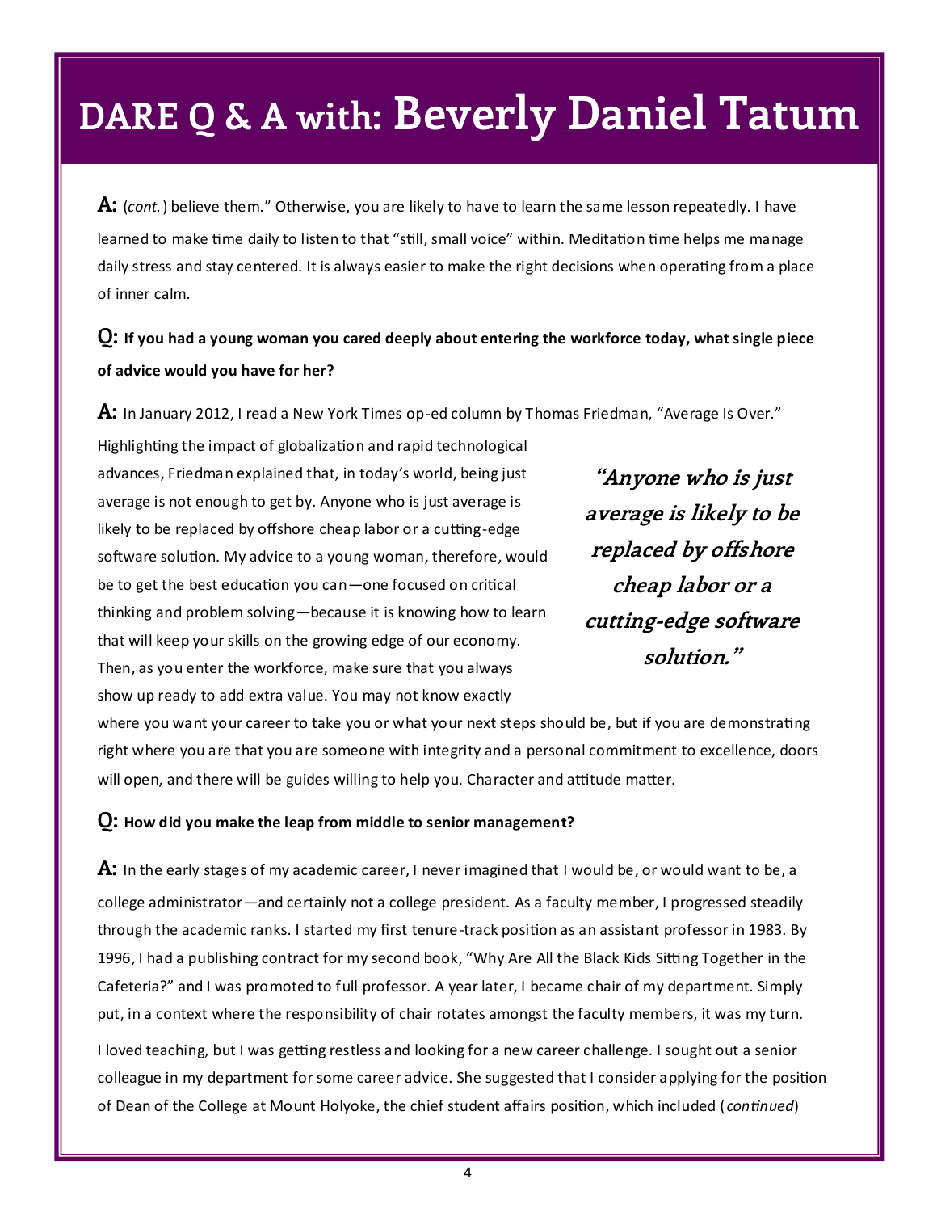# DARE Q & A with: Beverly Daniel Tatum

**A:** (*cont.*) believe them." Otherwise, you are likely to have to learn the same lesson repeatedly. I have learned to make time daily to listen to that "still, small voice" within. Meditation time helps me manage daily stress and stay centered. It is always easier to make the right decisions when operating from a place of inner calm.

**Q: If you had a young woman you cared deeply about entering the workforce today, what single piece of advice would you have for her?**

**A:** In January 2012, I read a New York Times op-ed column by Thomas Friedman, "Average Is Over." Highlighting the impact of globalization and rapid technological advances, Friedman explained that, in today's world, being just average is not enough to get by. Anyone who is just average is likely to be replaced by offshore cheap labor or a cutting-edge software solution. My advice to a young woman, therefore, would be to get the best education you can—one focused on critical thinking and problem solving—because it is knowing how to learn that will keep your skills on the growing edge of our economy. Then, as you enter the workforce, make sure that you always show up ready to add extra value. You may not know exactly where you want your career to take you or what your next steps should be, but if you are demonstrating right where you are that you are someone with integrity and a personal commitment to excellence, doors will open, and there will be guides willing to help you. Character and attitude matter.

> ***"Anyone who is just average is likely to be replaced by offshore cheap labor or a cutting-edge software solution."***

**Q: How did you make the leap from middle to senior management?**

**A:** In the early stages of my academic career, I never imagined that I would be, or would want to be, a college administrator—and certainly not a college president. As a faculty member, I progressed steadily through the academic ranks. I started my first tenure-track position as an assistant professor in 1983. By 1996, I had a publishing contract for my second book, "Why Are All the Black Kids Sitting Together in the Cafeteria?" and I was promoted to full professor. A year later, I became chair of my department. Simply put, in a context where the responsibility of chair rotates amongst the faculty members, it was my turn.

I loved teaching, but I was getting restless and looking for a new career challenge. I sought out a senior colleague in my department for some career advice. She suggested that I consider applying for the position of Dean of the College at Mount Holyoke, the chief student affairs position, which included (*continued*)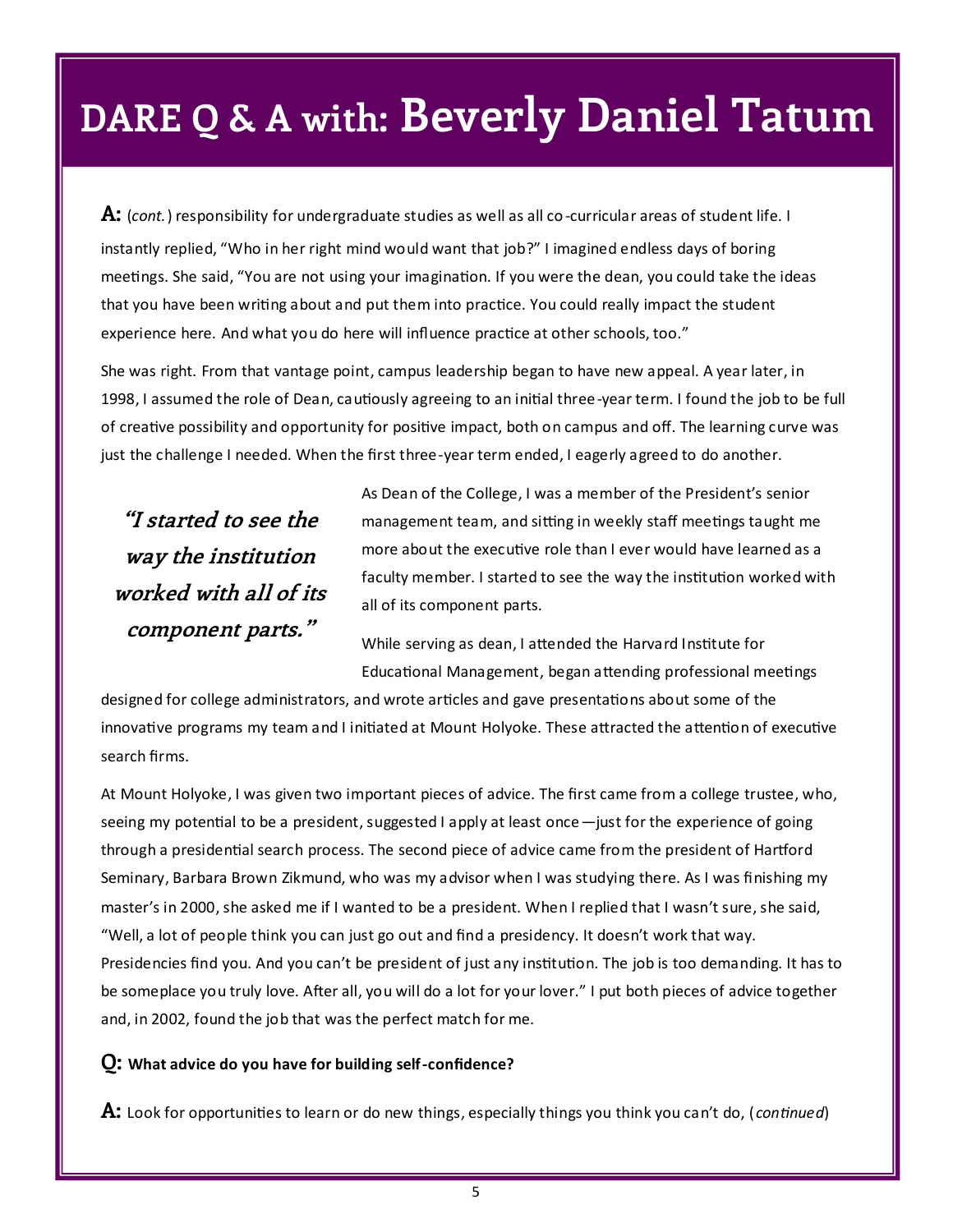# DARE Q & A with: Beverly Daniel Tatum

**A:** (*cont.*) responsibility for undergraduate studies as well as all co-curricular areas of student life. I instantly replied, "Who in her right mind would want that job?" I imagined endless days of boring meetings. She said, "You are not using your imagination. If you were the dean, you could take the ideas that you have been writing about and put them into practice. You could really impact the student experience here. And what you do here will influence practice at other schools, too."

She was right. From that vantage point, campus leadership began to have new appeal. A year later, in 1998, I assumed the role of Dean, cautiously agreeing to an initial three-year term. I found the job to be full of creative possibility and opportunity for positive impact, both on campus and off. The learning curve was just the challenge I needed. When the first three-year term ended, I eagerly agreed to do another.

> ***"I started to see the way the institution worked with all of its component parts."***

As Dean of the College, I was a member of the President's senior management team, and sitting in weekly staff meetings taught me more about the executive role than I ever would have learned as a faculty member. I started to see the way the institution worked with all of its component parts.

While serving as dean, I attended the Harvard Institute for Educational Management, began attending professional meetings designed for college administrators, and wrote articles and gave presentations about some of the innovative programs my team and I initiated at Mount Holyoke. These attracted the attention of executive search firms.

At Mount Holyoke, I was given two important pieces of advice. The first came from a college trustee, who, seeing my potential to be a president, suggested I apply at least once—just for the experience of going through a presidential search process. The second piece of advice came from the president of Hartford Seminary, Barbara Brown Zikmund, who was my advisor when I was studying there. As I was finishing my master's in 2000, she asked me if I wanted to be a president. When I replied that I wasn't sure, she said, "Well, a lot of people think you can just go out and find a presidency. It doesn't work that way. Presidencies find you. And you can't be president of just any institution. The job is too demanding. It has to be someplace you truly love. After all, you will do a lot for your lover." I put both pieces of advice together and, in 2002, found the job that was the perfect match for me.

**Q: What advice do you have for building self-confidence?**

**A:** Look for opportunities to learn or do new things, especially things you think you can't do, (*continued*)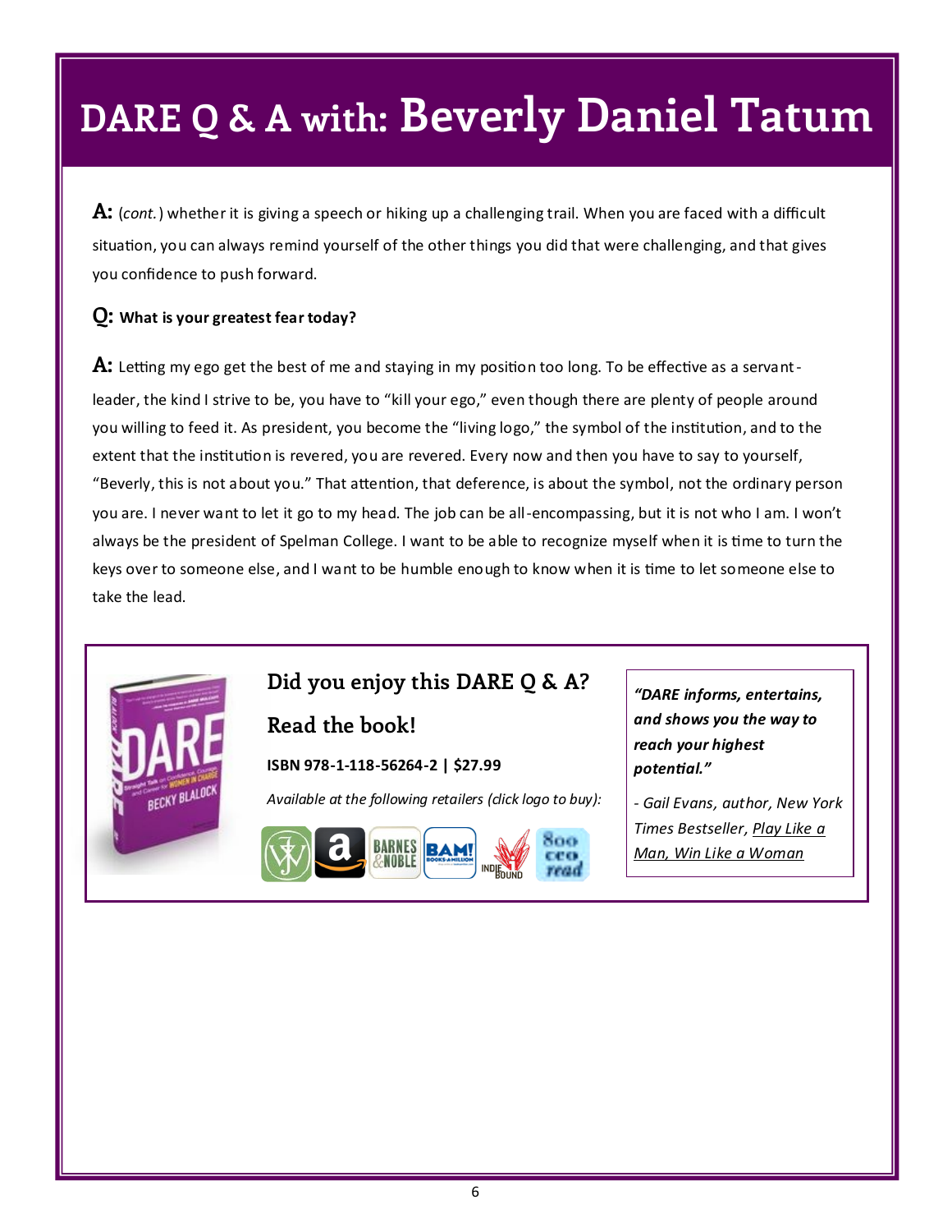# DARE Q & A with: Beverly Daniel Tatum

**A:** (*cont.*) whether it is giving a speech or hiking up a challenging trail. When you are faced with a difficult situation, you can always remind yourself of the other things you did that were challenging, and that gives you confidence to push forward.

**Q: What is your greatest fear today?**

**A:** Letting my ego get the best of me and staying in my position too long. To be effective as a servant-leader, the kind I strive to be, you have to "kill your ego," even though there are plenty of people around you willing to feed it. As president, you become the "living logo," the symbol of the institution, and to the extent that the institution is revered, you are revered. Every now and then you have to say to yourself, "Beverly, this is not about you." That attention, that deference, is about the symbol, not the ordinary person you are. I never want to let it go to my head. The job can be all-encompassing, but it is not who I am. I won't always be the president of Spelman College. I want to be able to recognize myself when it is time to turn the keys over to someone else, and I want to be humble enough to know when it is time to let someone else to take the lead.

## Did you enjoy this DARE Q & A?

## Read the book!

**ISBN 978-1-118-56264-2 | $27.99**

*Available at the following retailers (click logo to buy):*

***"DARE informs, entertains, and shows you the way to reach your highest potential."***

*- Gail Evans, author, New York Times Bestseller, Play Like a Man, Win Like a Woman*